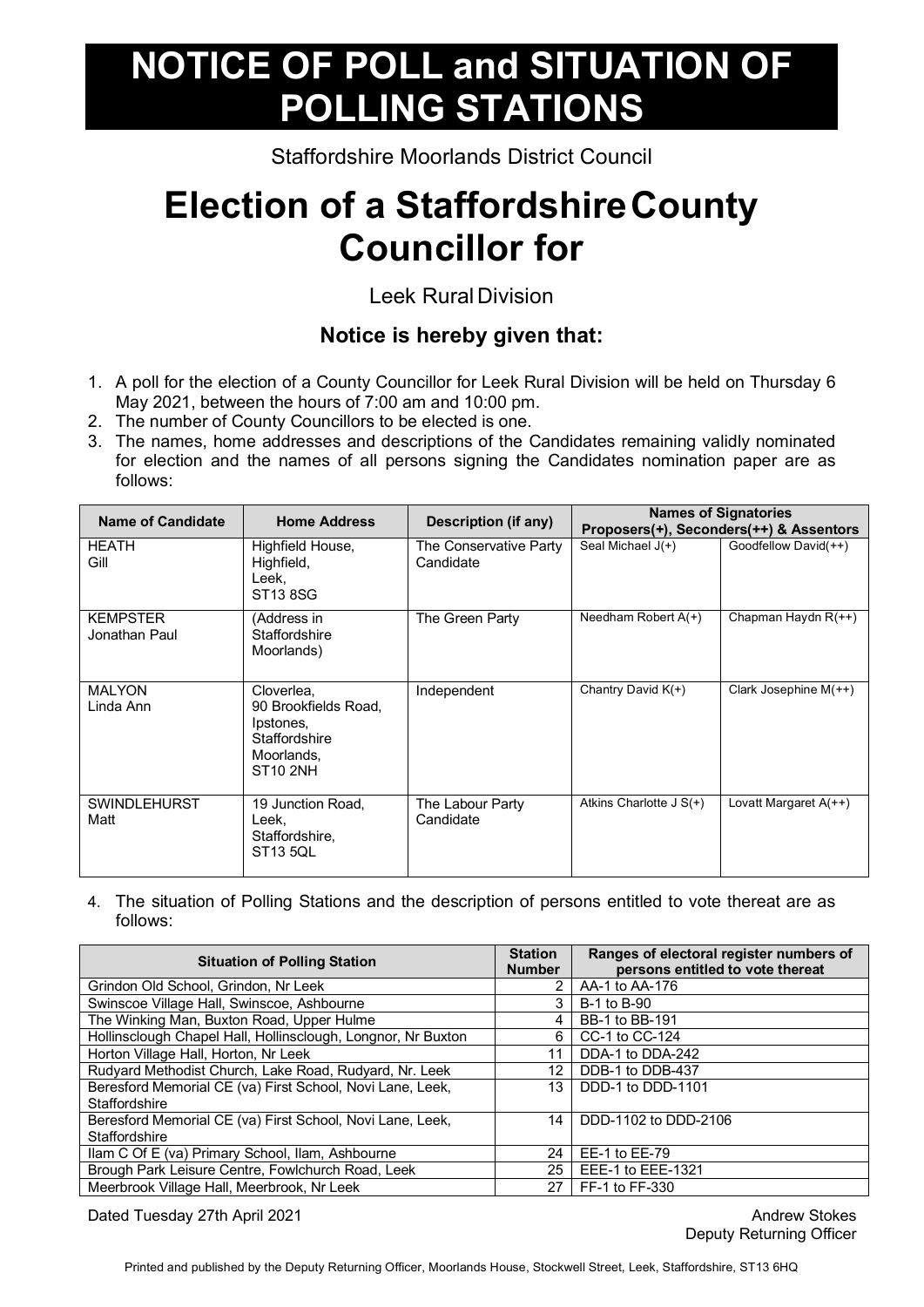# NOTICE OF POLL and SITUATION OF POLLING STATIONS

Staffordshire Moorlands District Council

# Election of a Staffordshire County Councillor for

Leek Rural Division

### Notice is hereby given that:

1. A poll for the election of a County Councillor for Leek Rural Division will be held on Thursday 6 May 2021, between the hours of 7:00 am and 10:00 pm.
2. The number of County Councillors to be elected is one.
3. The names, home addresses and descriptions of the Candidates remaining validly nominated for election and the names of all persons signing the Candidates nomination paper are as follows:

| Name of Candidate | Home Address | Description (if any) | Names of Signatories Proposers(+), Seconders(++) & Assentors | |
|---|---|---|---|---|
| HEATH Gill | Highfield House, Highfield, Leek, ST13 8SG | The Conservative Party Candidate | Seal Michael J(+) | Goodfellow David(++) |
| KEMPSTER Jonathan Paul | (Address in Staffordshire Moorlands) | The Green Party | Needham Robert A(+) | Chapman Haydn R(++) |
| MALYON Linda Ann | Cloverlea, 90 Brookfields Road, Ipstones, Staffordshire Moorlands, ST10 2NH | Independent | Chantry David K(+) | Clark Josephine M(++) |
| SWINDLEHURST Matt | 19 Junction Road, Leek, Staffordshire, ST13 5QL | The Labour Party Candidate | Atkins Charlotte J S(+) | Lovatt Margaret A(++) |

4. The situation of Polling Stations and the description of persons entitled to vote thereat are as follows:

| Situation of Polling Station | Station Number | Ranges of electoral register numbers of persons entitled to vote thereat |
|---|---|---|
| Grindon Old School, Grindon, Nr Leek | 2 | AA-1 to AA-176 |
| Swinscoe Village Hall, Swinscoe, Ashbourne | 3 | B-1 to B-90 |
| The Winking Man, Buxton Road, Upper Hulme | 4 | BB-1 to BB-191 |
| Hollinsclough Chapel Hall, Hollinsclough, Longnor, Nr Buxton | 6 | CC-1 to CC-124 |
| Horton Village Hall, Horton, Nr Leek | 11 | DDA-1 to DDA-242 |
| Rudyard Methodist Church, Lake Road, Rudyard, Nr. Leek | 12 | DDB-1 to DDB-437 |
| Beresford Memorial CE (va) First School, Novi Lane, Leek, Staffordshire | 13 | DDD-1 to DDD-1101 |
| Beresford Memorial CE (va) First School, Novi Lane, Leek, Staffordshire | 14 | DDD-1102 to DDD-2106 |
| Ilam C Of E (va) Primary School, Ilam, Ashbourne | 24 | EE-1 to EE-79 |
| Brough Park Leisure Centre, Fowlchurch Road, Leek | 25 | EEE-1 to EEE-1321 |
| Meerbrook Village Hall, Meerbrook, Nr Leek | 27 | FF-1 to FF-330 |

Dated Tuesday 27th April 2021

Andrew Stokes
Deputy Returning Officer

Printed and published by the Deputy Returning Officer, Moorlands House, Stockwell Street, Leek, Staffordshire, ST13 6HQ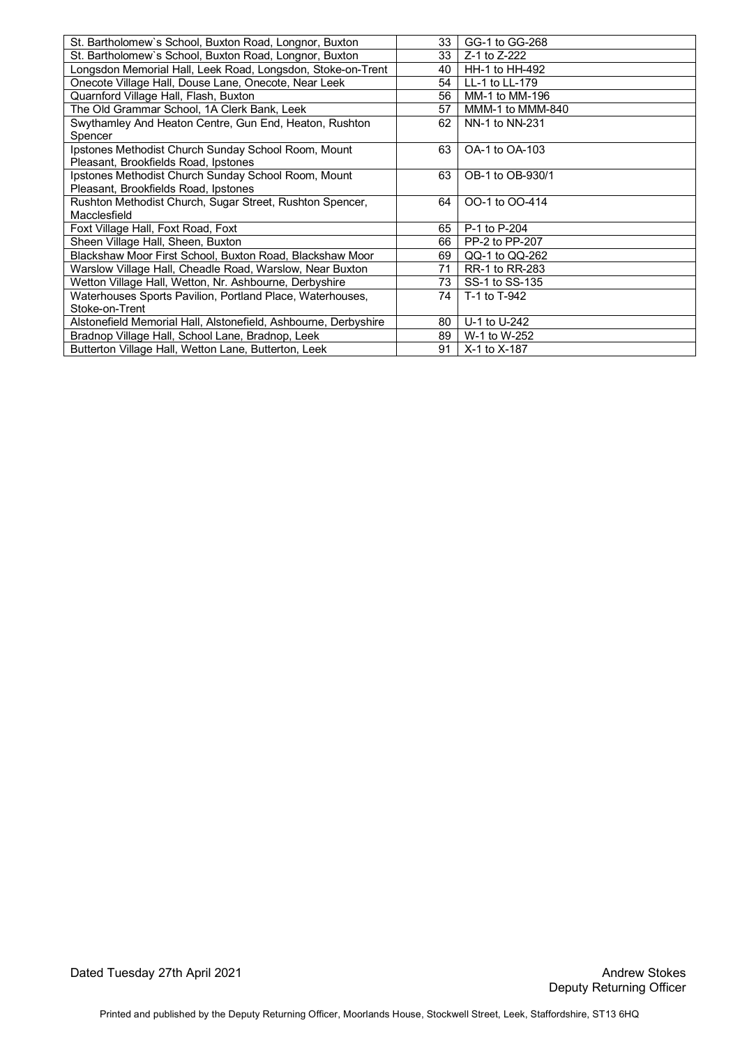| | | |
|---|---|---|
| St. Bartholomew`s School, Buxton Road, Longnor, Buxton | 33 | GG-1 to GG-268 |
| St. Bartholomew`s School, Buxton Road, Longnor, Buxton | 33 | Z-1 to Z-222 |
| Longsdon Memorial Hall, Leek Road, Longsdon, Stoke-on-Trent | 40 | HH-1 to HH-492 |
| Onecote Village Hall, Douse Lane, Onecote, Near Leek | 54 | LL-1 to LL-179 |
| Quarnford Village Hall, Flash, Buxton | 56 | MM-1 to MM-196 |
| The Old Grammar School, 1A Clerk Bank, Leek | 57 | MMM-1 to MMM-840 |
| Swythamley And Heaton Centre, Gun End, Heaton, Rushton Spencer | 62 | NN-1 to NN-231 |
| Ipstones Methodist Church Sunday School Room, Mount Pleasant, Brookfields Road, Ipstones | 63 | OA-1 to OA-103 |
| Ipstones Methodist Church Sunday School Room, Mount Pleasant, Brookfields Road, Ipstones | 63 | OB-1 to OB-930/1 |
| Rushton Methodist Church, Sugar Street, Rushton Spencer, Macclesfield | 64 | OO-1 to OO-414 |
| Foxt Village Hall, Foxt Road, Foxt | 65 | P-1 to P-204 |
| Sheen Village Hall, Sheen, Buxton | 66 | PP-2 to PP-207 |
| Blackshaw Moor First School, Buxton Road, Blackshaw Moor | 69 | QQ-1 to QQ-262 |
| Warslow Village Hall, Cheadle Road, Warslow, Near Buxton | 71 | RR-1 to RR-283 |
| Wetton Village Hall, Wetton, Nr. Ashbourne, Derbyshire | 73 | SS-1 to SS-135 |
| Waterhouses Sports Pavilion, Portland Place, Waterhouses, Stoke-on-Trent | 74 | T-1 to T-942 |
| Alstonefield Memorial Hall, Alstonefield, Ashbourne, Derbyshire | 80 | U-1 to U-242 |
| Bradnop Village Hall, School Lane, Bradnop, Leek | 89 | W-1 to W-252 |
| Butterton Village Hall, Wetton Lane, Butterton, Leek | 91 | X-1 to X-187 |

Dated Tuesday 27th April 2021

Andrew Stokes
Deputy Returning Officer

Printed and published by the Deputy Returning Officer, Moorlands House, Stockwell Street, Leek, Staffordshire, ST13 6HQ